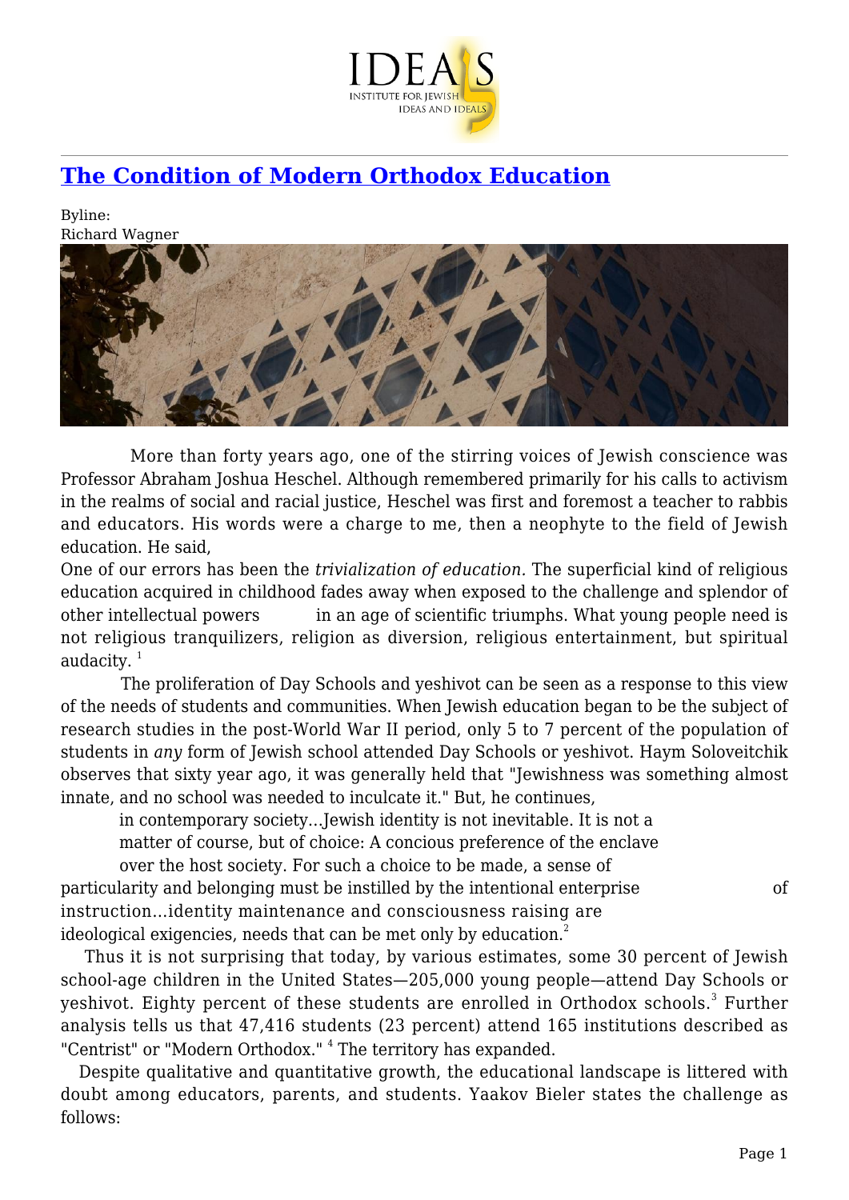# [The Condition of Modern Orthodox Education]()

Byline:
Richard Wagner

More than forty years ago, one of the stirring voices of Jewish conscience was Professor Abraham Joshua Heschel. Although remembered primarily for his calls to activism in the realms of social and racial justice, Heschel was first and foremost a teacher to rabbis and educators. His words were a charge to me, then a neophyte to the field of Jewish education. He said,

One of our errors has been the *trivialization of education.* The superficial kind of religious education acquired in childhood fades away when exposed to the challenge and splendor of other intellectual powers in an age of scientific triumphs. What young people need is not religious tranquilizers, religion as diversion, religious entertainment, but spiritual audacity. [1]

The proliferation of Day Schools and yeshivot can be seen as a response to this view of the needs of students and communities. When Jewish education began to be the subject of research studies in the post-World War II period, only 5 to 7 percent of the population of students in *any* form of Jewish school attended Day Schools or yeshivot. Haym Soloveitchik observes that sixty year ago, it was generally held that "Jewishness was something almost innate, and no school was needed to inculcate it." But, he continues,

> in contemporary society...Jewish identity is not inevitable. It is not a matter of course, but of choice: A concious preference of the enclave over the host society. For such a choice to be made, a sense of particularity and belonging must be instilled by the intentional enterprise of instruction...identity maintenance and consciousness raising are ideological exigencies, needs that can be met only by education.[2]

Thus it is not surprising that today, by various estimates, some 30 percent of Jewish school-age children in the United States—205,000 young people—attend Day Schools or yeshivot. Eighty percent of these students are enrolled in Orthodox schools.[3] Further analysis tells us that 47,416 students (23 percent) attend 165 institutions described as "Centrist" or "Modern Orthodox." [4] The territory has expanded.

Despite qualitative and quantitative growth, the educational landscape is littered with doubt among educators, parents, and students. Yaakov Bieler states the challenge as follows: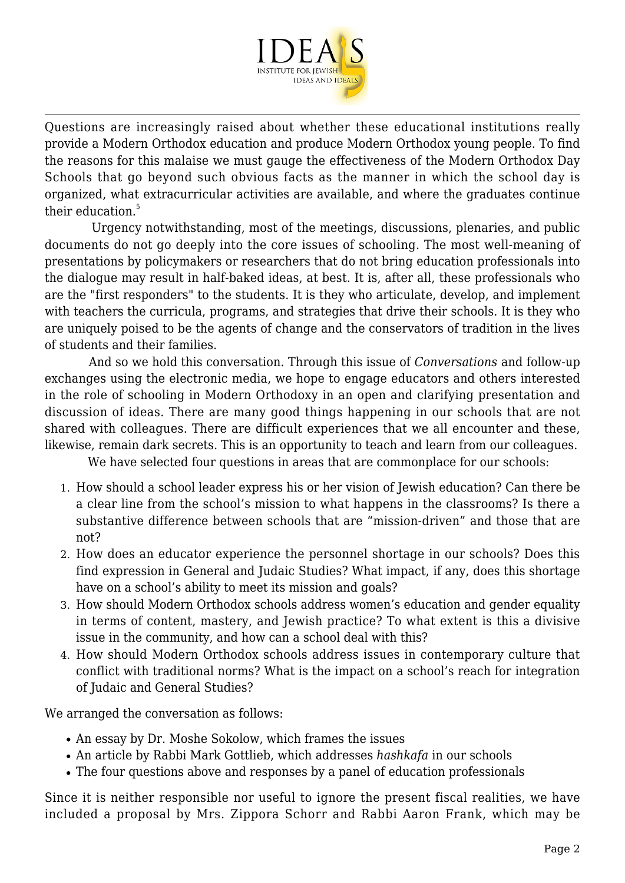Questions are increasingly raised about whether these educational institutions really provide a Modern Orthodox education and produce Modern Orthodox young people. To find the reasons for this malaise we must gauge the effectiveness of the Modern Orthodox Day Schools that go beyond such obvious facts as the manner in which the school day is organized, what extracurricular activities are available, and where the graduates continue their education.[5]

Urgency notwithstanding, most of the meetings, discussions, plenaries, and public documents do not go deeply into the core issues of schooling. The most well-meaning of presentations by policymakers or researchers that do not bring education professionals into the dialogue may result in half-baked ideas, at best. It is, after all, these professionals who are the "first responders" to the students. It is they who articulate, develop, and implement with teachers the curricula, programs, and strategies that drive their schools. It is they who are uniquely poised to be the agents of change and the conservators of tradition in the lives of students and their families.

And so we hold this conversation. Through this issue of *Conversations* and follow-up exchanges using the electronic media, we hope to engage educators and others interested in the role of schooling in Modern Orthodoxy in an open and clarifying presentation and discussion of ideas. There are many good things happening in our schools that are not shared with colleagues. There are difficult experiences that we all encounter and these, likewise, remain dark secrets. This is an opportunity to teach and learn from our colleagues.

We have selected four questions in areas that are commonplace for our schools:

1. How should a school leader express his or her vision of Jewish education? Can there be a clear line from the school's mission to what happens in the classrooms? Is there a substantive difference between schools that are "mission-driven" and those that are not?
2. How does an educator experience the personnel shortage in our schools? Does this find expression in General and Judaic Studies? What impact, if any, does this shortage have on a school's ability to meet its mission and goals?
3. How should Modern Orthodox schools address women's education and gender equality in terms of content, mastery, and Jewish practice? To what extent is this a divisive issue in the community, and how can a school deal with this?
4. How should Modern Orthodox schools address issues in contemporary culture that conflict with traditional norms? What is the impact on a school's reach for integration of Judaic and General Studies?

We arranged the conversation as follows:

- An essay by Dr. Moshe Sokolow, which frames the issues
- An article by Rabbi Mark Gottlieb, which addresses *hashkafa* in our schools
- The four questions above and responses by a panel of education professionals

Since it is neither responsible nor useful to ignore the present fiscal realities, we have included a proposal by Mrs. Zippora Schorr and Rabbi Aaron Frank, which may be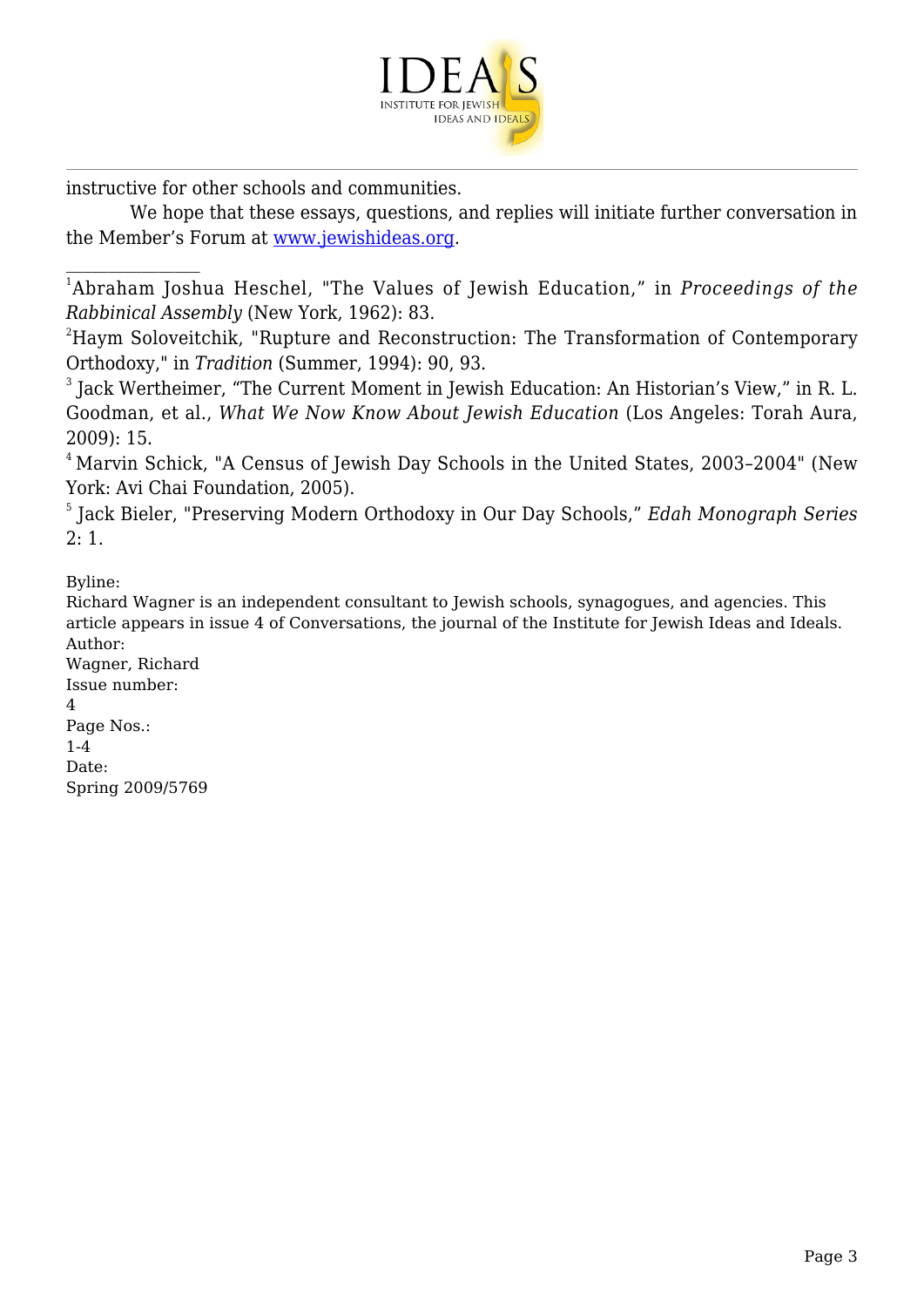instructive for other schools and communities.

We hope that these essays, questions, and replies will initiate further conversation in the Member's Forum at [www.jewishideas.org](http://www.jewishideas.org).

---

[1]Abraham Joshua Heschel, "The Values of Jewish Education," in *Proceedings of the Rabbinical Assembly* (New York, 1962): 83.

[2]Haym Soloveitchik, "Rupture and Reconstruction: The Transformation of Contemporary Orthodoxy," in *Tradition* (Summer, 1994): 90, 93.

[3] Jack Wertheimer, "The Current Moment in Jewish Education: An Historian's View," in R. L. Goodman, et al., *What We Now Know About Jewish Education* (Los Angeles: Torah Aura, 2009): 15.

[4] Marvin Schick, "A Census of Jewish Day Schools in the United States, 2003–2004" (New York: Avi Chai Foundation, 2005).

[5] Jack Bieler, "Preserving Modern Orthodoxy in Our Day Schools," *Edah Monograph Series* 2: 1.

Byline:
Richard Wagner is an independent consultant to Jewish schools, synagogues, and agencies. This article appears in issue 4 of Conversations, the journal of the Institute for Jewish Ideas and Ideals.
Author:
Wagner, Richard
Issue number:
4
Page Nos.:
1-4
Date:
Spring 2009/5769